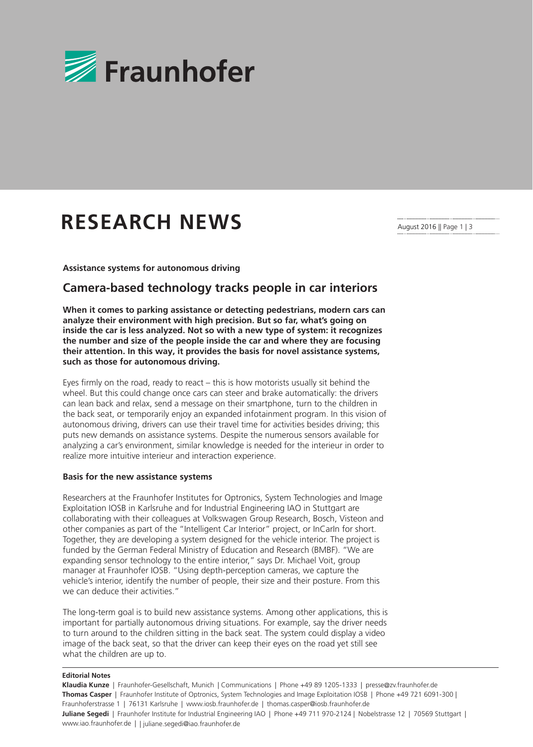Fraunhofer

# RESEARCH NEWS

August 2016

**Assistance systems for autonomous driving**

## Camera-based technology tracks people in car interiors

**When it comes to parking assistance or detecting pedestrians, modern cars can analyze their environment with high precision. But so far, what's going on inside the car is less analyzed. Not so with a new type of system: it recognizes the number and size of the people inside the car and where they are focusing their attention. In this way, it provides the basis for novel assistance systems, such as those for autonomous driving.**

Eyes firmly on the road, ready to react – this is how motorists usually sit behind the wheel. But this could change once cars can steer and brake automatically: the drivers can lean back and relax, send a message on their smartphone, turn to the children in the back seat, or temporarily enjoy an expanded infotainment program. In this vision of autonomous driving, drivers can use their travel time for activities besides driving; this puts new demands on assistance systems. Despite the numerous sensors available for analyzing a car's environment, similar knowledge is needed for the interieur in order to realize more intuitive interieur and interaction experience.

### Basis for the new assistance systems

Researchers at the Fraunhofer Institutes for Optronics, System Technologies and Image Exploitation IOSB in Karlsruhe and for Industrial Engineering IAO in Stuttgart are collaborating with their colleagues at Volkswagen Group Research, Bosch, Visteon and other companies as part of the "Intelligent Car Interior" project, or InCarIn for short. Together, they are developing a system designed for the vehicle interior. The project is funded by the German Federal Ministry of Education and Research (BMBF). "We are expanding sensor technology to the entire interior," says Dr. Michael Voit, group manager at Fraunhofer IOSB. "Using depth-perception cameras, we capture the vehicle's interior, identify the number of people, their size and their posture. From this we can deduce their activities."

The long-term goal is to build new assistance systems. Among other applications, this is important for partially autonomous driving situations. For example, say the driver needs to turn around to the children sitting in the back seat. The system could display a video image of the back seat, so that the driver can keep their eyes on the road yet still see what the children are up to.

**Editorial Notes**

**Klaudia Kunze** | Fraunhofer-Gesellschaft, Munich | Communications | Phone +49 89 1205-1333 | presse@zv.fraunhofer.de
**Thomas Casper** | Fraunhofer Institute of Optronics, System Technologies and Image Exploitation IOSB | Phone +49 721 6091-300 | Fraunhoferstrasse 1 | 76131 Karlsruhe | www.iosb.fraunhofer.de | thomas.casper@iosb.fraunhofer.de
**Juliane Segedi** | Fraunhofer Institute for Industrial Engineering IAO | Phone +49 711 970-2124 | Nobelstrasse 12 | 70569 Stuttgart | www.iao.fraunhofer.de | | juliane.segedi@iao.fraunhofer.de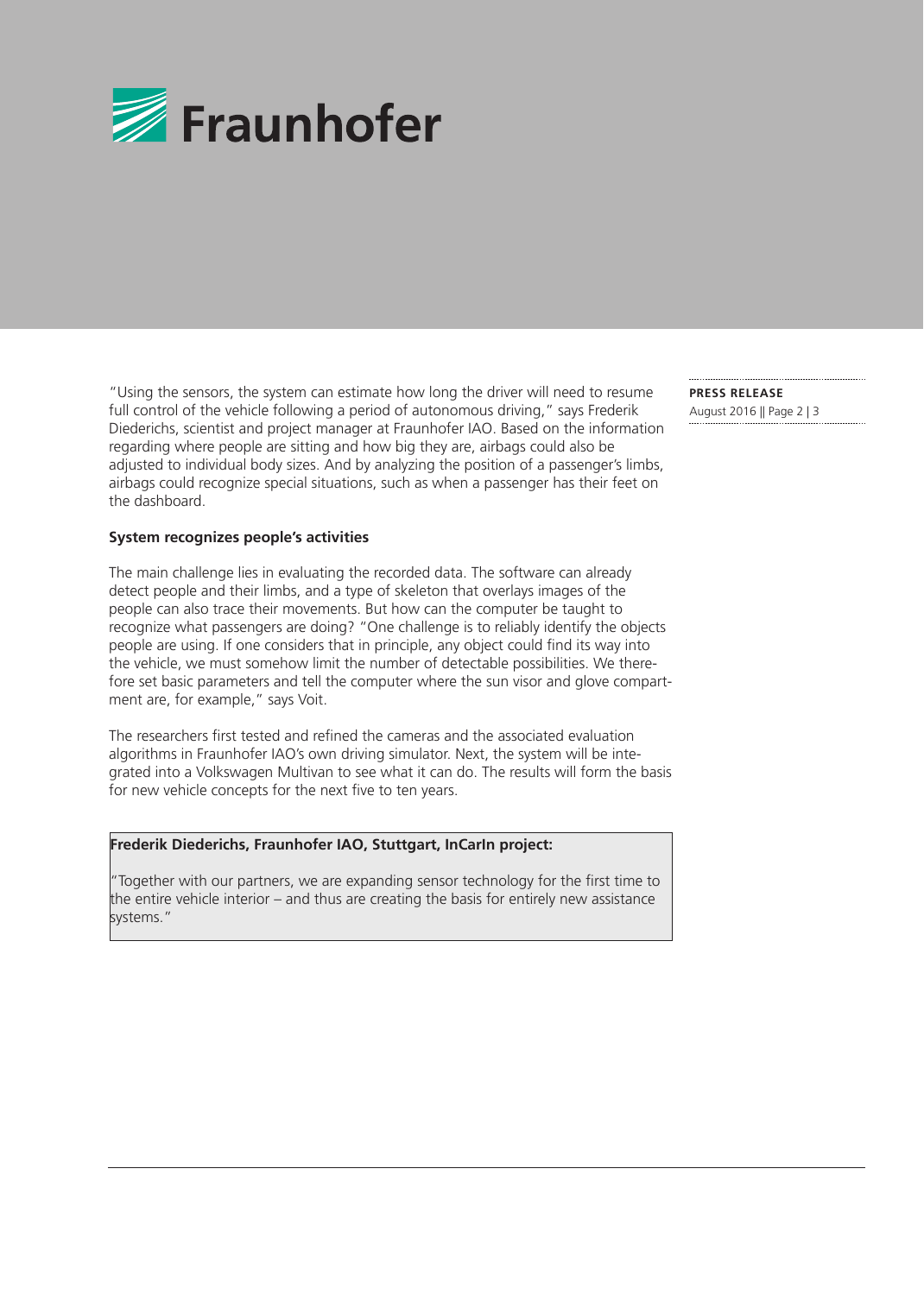"Using the sensors, the system can estimate how long the driver will need to resume full control of the vehicle following a period of autonomous driving," says Frederik Diederichs, scientist and project manager at Fraunhofer IAO. Based on the information regarding where people are sitting and how big they are, airbags could also be adjusted to individual body sizes. And by analyzing the position of a passenger's limbs, airbags could recognize special situations, such as when a passenger has their feet on the dashboard.

**System recognizes people's activities**

The main challenge lies in evaluating the recorded data. The software can already detect people and their limbs, and a type of skeleton that overlays images of the people can also trace their movements. But how can the computer be taught to recognize what passengers are doing? "One challenge is to reliably identify the objects people are using. If one considers that in principle, any object could find its way into the vehicle, we must somehow limit the number of detectable possibilities. We therefore set basic parameters and tell the computer where the sun visor and glove compartment are, for example," says Voit.

The researchers first tested and refined the cameras and the associated evaluation algorithms in Fraunhofer IAO's own driving simulator. Next, the system will be integrated into a Volkswagen Multivan to see what it can do. The results will form the basis for new vehicle concepts for the next five to ten years.

**Frederik Diederichs, Fraunhofer IAO, Stuttgart, InCarIn project:**

"Together with our partners, we are expanding sensor technology for the first time to the entire vehicle interior – and thus are creating the basis for entirely new assistance systems."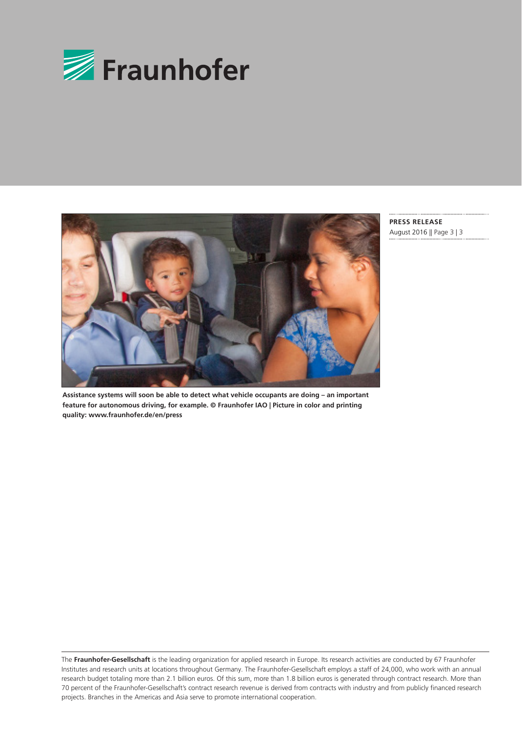**Assistance systems will soon be able to detect what vehicle occupants are doing – an important feature for autonomous driving, for example. © Fraunhofer IAO | Picture in color and printing quality: www.fraunhofer.de/en/press**

The **Fraunhofer-Gesellschaft** is the leading organization for applied research in Europe. Its research activities are conducted by 67 Fraunhofer Institutes and research units at locations throughout Germany. The Fraunhofer-Gesellschaft employs a staff of 24,000, who work with an annual research budget totaling more than 2.1 billion euros. Of this sum, more than 1.8 billion euros is generated through contract research. More than 70 percent of the Fraunhofer-Gesellschaft's contract research revenue is derived from contracts with industry and from publicly financed research projects. Branches in the Americas and Asia serve to promote international cooperation.